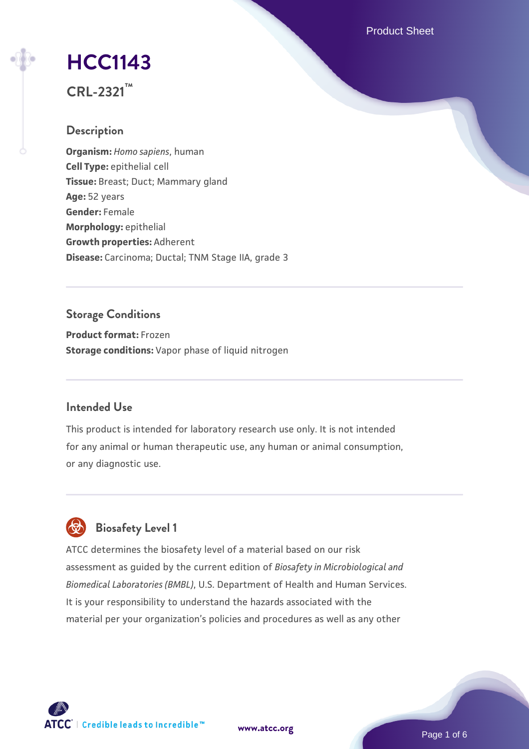# HCC1143

**CRL-2321™**

## Description

**Organism:** *Homo sapiens*, human
**Cell Type:** epithelial cell
**Tissue:** Breast; Duct; Mammary gland
**Age:** 52 years
**Gender:** Female
**Morphology:** epithelial
**Growth properties:** Adherent
**Disease:** Carcinoma; Ductal; TNM Stage IIA, grade 3

## Storage Conditions

**Product format:** Frozen
**Storage conditions:** Vapor phase of liquid nitrogen

## Intended Use

This product is intended for laboratory research use only. It is not intended for any animal or human therapeutic use, any human or animal consumption, or any diagnostic use.

## Biosafety Level 1

ATCC determines the biosafety level of a material based on our risk assessment as guided by the current edition of *Biosafety in Microbiological and Biomedical Laboratories (BMBL)*, U.S. Department of Health and Human Services. It is your responsibility to understand the hazards associated with the material per your organization's policies and procedures as well as any other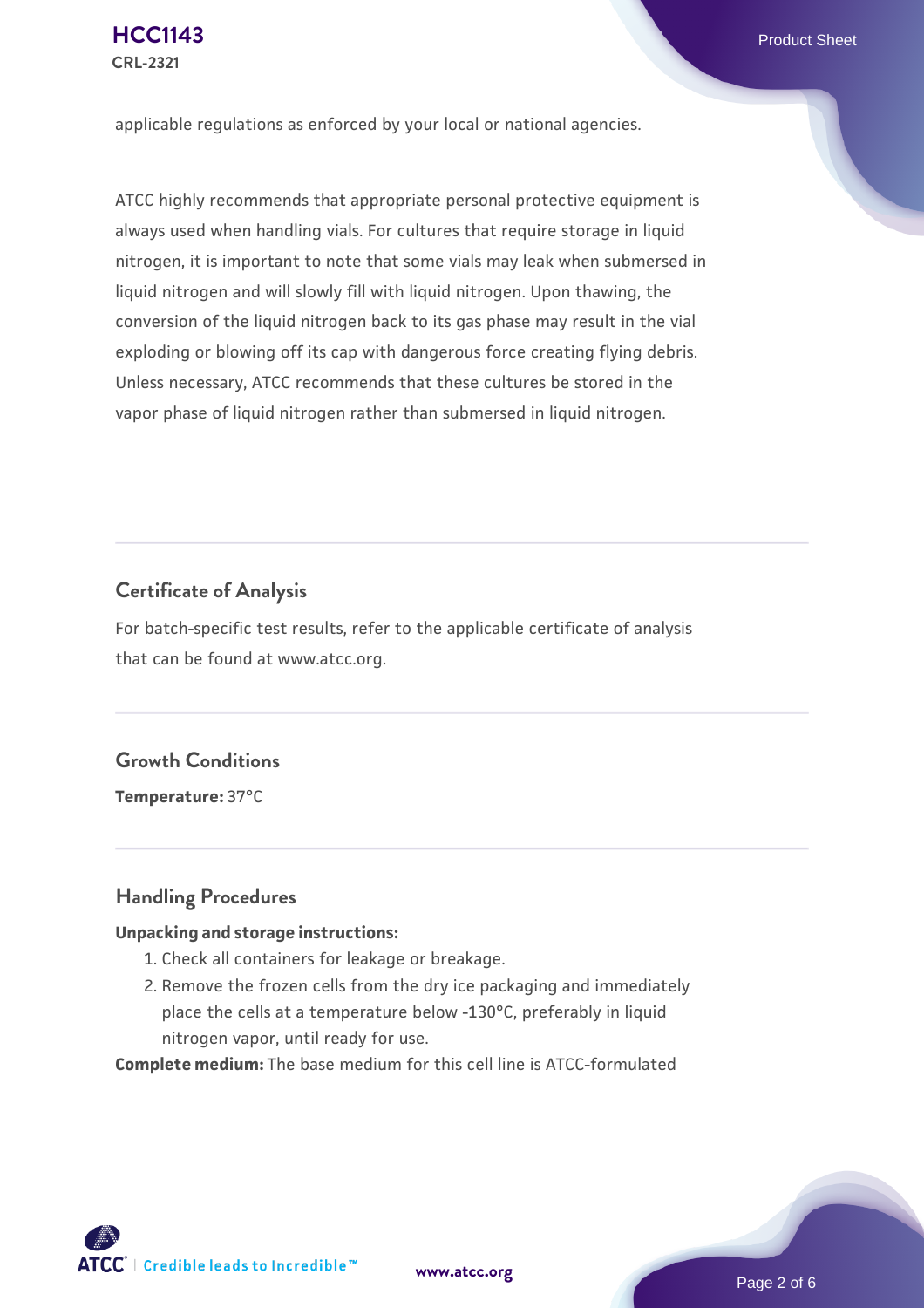applicable regulations as enforced by your local or national agencies.

ATCC highly recommends that appropriate personal protective equipment is always used when handling vials. For cultures that require storage in liquid nitrogen, it is important to note that some vials may leak when submersed in liquid nitrogen and will slowly fill with liquid nitrogen. Upon thawing, the conversion of the liquid nitrogen back to its gas phase may result in the vial exploding or blowing off its cap with dangerous force creating flying debris. Unless necessary, ATCC recommends that these cultures be stored in the vapor phase of liquid nitrogen rather than submersed in liquid nitrogen.

## Certificate of Analysis

For batch-specific test results, refer to the applicable certificate of analysis that can be found at www.atcc.org.

## Growth Conditions

**Temperature:** 37°C

## Handling Procedures

**Unpacking and storage instructions:**

1. Check all containers for leakage or breakage.
2. Remove the frozen cells from the dry ice packaging and immediately place the cells at a temperature below -130°C, preferably in liquid nitrogen vapor, until ready for use.

**Complete medium:** The base medium for this cell line is ATCC-formulated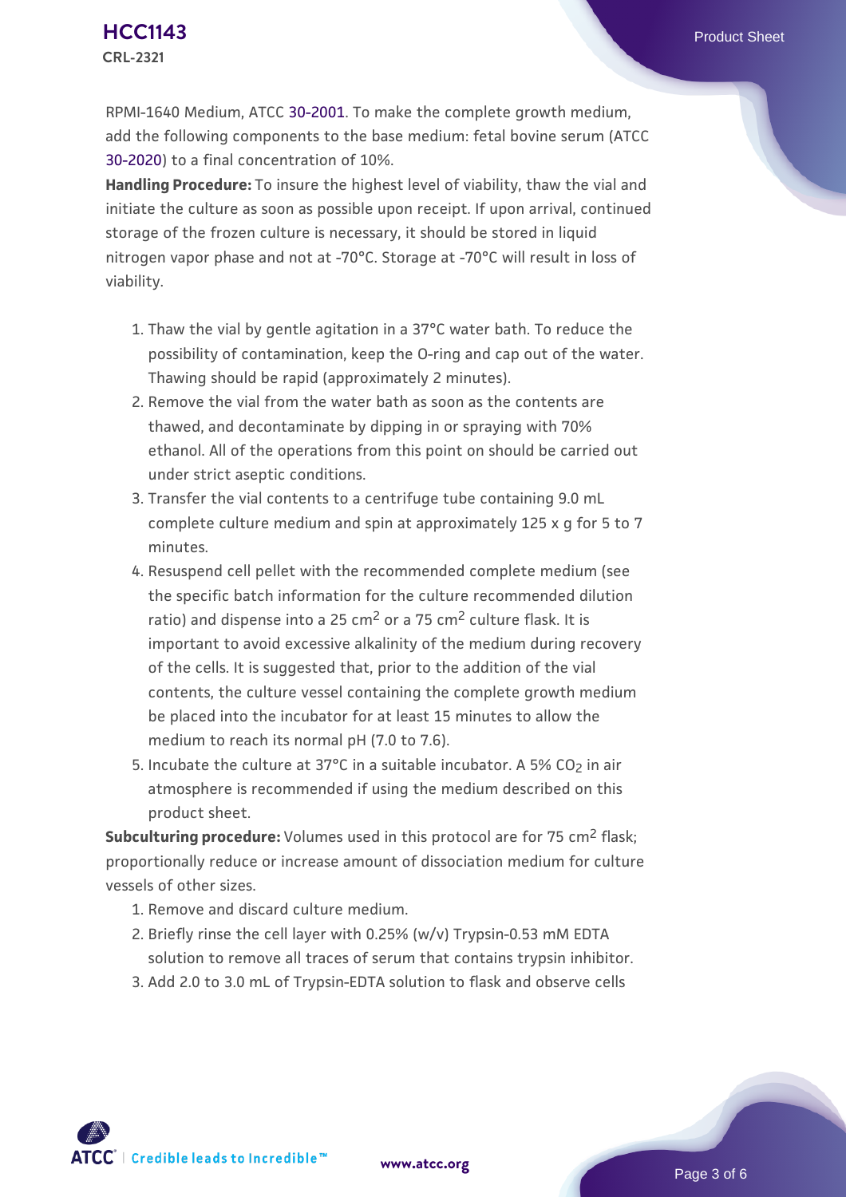RPMI-1640 Medium, ATCC 30-2001. To make the complete growth medium, add the following components to the base medium: fetal bovine serum (ATCC 30-2020) to a final concentration of 10%.

**Handling Procedure:** To insure the highest level of viability, thaw the vial and initiate the culture as soon as possible upon receipt. If upon arrival, continued storage of the frozen culture is necessary, it should be stored in liquid nitrogen vapor phase and not at -70°C. Storage at -70°C will result in loss of viability.

1. Thaw the vial by gentle agitation in a 37°C water bath. To reduce the possibility of contamination, keep the O-ring and cap out of the water. Thawing should be rapid (approximately 2 minutes).
2. Remove the vial from the water bath as soon as the contents are thawed, and decontaminate by dipping in or spraying with 70% ethanol. All of the operations from this point on should be carried out under strict aseptic conditions.
3. Transfer the vial contents to a centrifuge tube containing 9.0 mL complete culture medium and spin at approximately 125 x g for 5 to 7 minutes.
4. Resuspend cell pellet with the recommended complete medium (see the specific batch information for the culture recommended dilution ratio) and dispense into a 25 $cm^2$ or a 75 $cm^2$ culture flask. It is important to avoid excessive alkalinity of the medium during recovery of the cells. It is suggested that, prior to the addition of the vial contents, the culture vessel containing the complete growth medium be placed into the incubator for at least 15 minutes to allow the medium to reach its normal pH (7.0 to 7.6).
5. Incubate the culture at 37°C in a suitable incubator. A 5% $CO_2$ in air atmosphere is recommended if using the medium described on this product sheet.

**Subculturing procedure:** Volumes used in this protocol are for 75 $cm^2$ flask; proportionally reduce or increase amount of dissociation medium for culture vessels of other sizes.

1. Remove and discard culture medium.
2. Briefly rinse the cell layer with 0.25% (w/v) Trypsin-0.53 mM EDTA solution to remove all traces of serum that contains trypsin inhibitor.
3. Add 2.0 to 3.0 mL of Trypsin-EDTA solution to flask and observe cells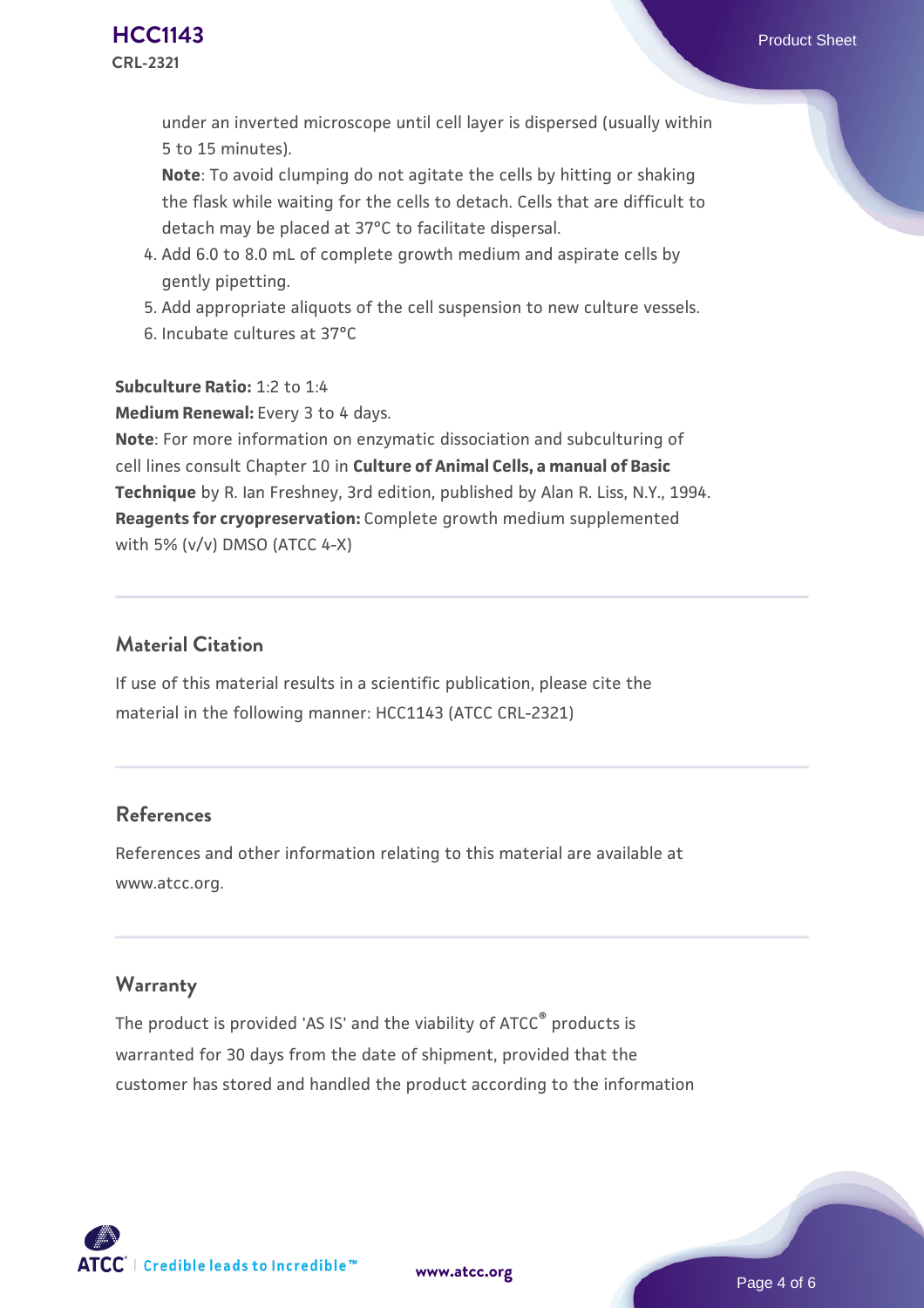under an inverted microscope until cell layer is dispersed (usually within 5 to 15 minutes).

**Note**: To avoid clumping do not agitate the cells by hitting or shaking the flask while waiting for the cells to detach. Cells that are difficult to detach may be placed at 37°C to facilitate dispersal.

4. Add 6.0 to 8.0 mL of complete growth medium and aspirate cells by gently pipetting.
5. Add appropriate aliquots of the cell suspension to new culture vessels.
6. Incubate cultures at 37°C

**Subculture Ratio:** 1:2 to 1:4

**Medium Renewal:** Every 3 to 4 days.

**Note**: For more information on enzymatic dissociation and subculturing of cell lines consult Chapter 10 in **Culture of Animal Cells, a manual of Basic Technique** by R. Ian Freshney, 3rd edition, published by Alan R. Liss, N.Y., 1994.

**Reagents for cryopreservation:** Complete growth medium supplemented with 5% (v/v) DMSO (ATCC 4-X)

## Material Citation

If use of this material results in a scientific publication, please cite the material in the following manner: HCC1143 (ATCC CRL-2321)

## References

References and other information relating to this material are available at www.atcc.org.

## Warranty

The product is provided 'AS IS' and the viability of ATCC® products is warranted for 30 days from the date of shipment, provided that the customer has stored and handled the product according to the information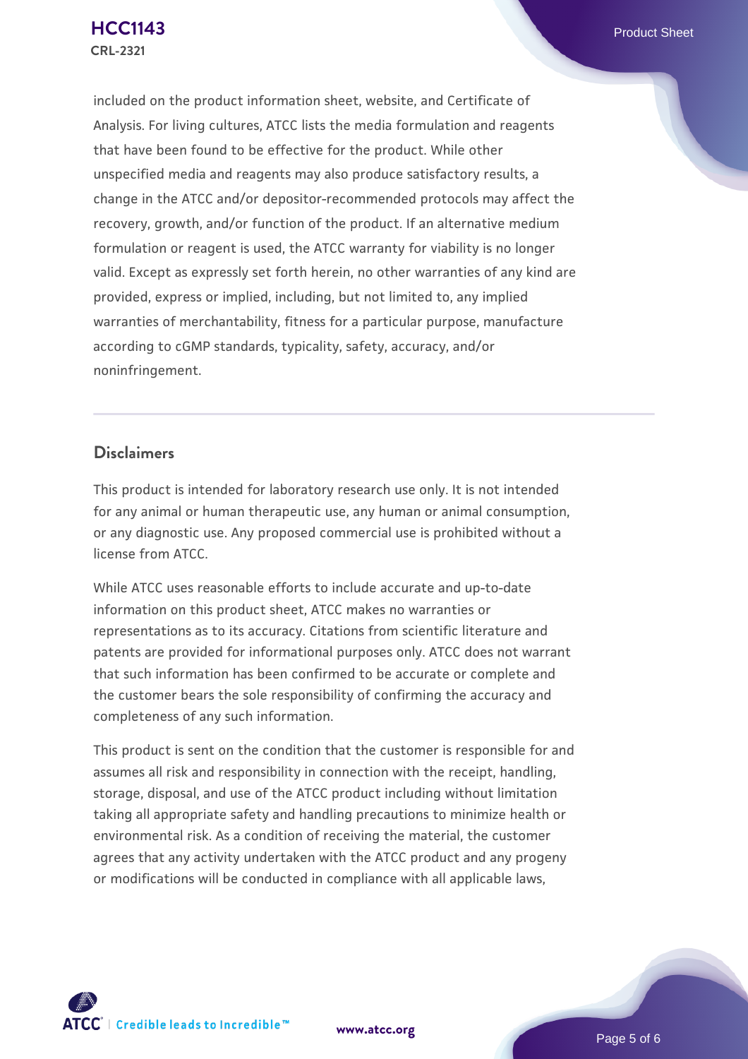included on the product information sheet, website, and Certificate of Analysis. For living cultures, ATCC lists the media formulation and reagents that have been found to be effective for the product. While other unspecified media and reagents may also produce satisfactory results, a change in the ATCC and/or depositor-recommended protocols may affect the recovery, growth, and/or function of the product. If an alternative medium formulation or reagent is used, the ATCC warranty for viability is no longer valid. Except as expressly set forth herein, no other warranties of any kind are provided, express or implied, including, but not limited to, any implied warranties of merchantability, fitness for a particular purpose, manufacture according to cGMP standards, typicality, safety, accuracy, and/or noninfringement.

## Disclaimers

This product is intended for laboratory research use only. It is not intended for any animal or human therapeutic use, any human or animal consumption, or any diagnostic use. Any proposed commercial use is prohibited without a license from ATCC.

While ATCC uses reasonable efforts to include accurate and up-to-date information on this product sheet, ATCC makes no warranties or representations as to its accuracy. Citations from scientific literature and patents are provided for informational purposes only. ATCC does not warrant that such information has been confirmed to be accurate or complete and the customer bears the sole responsibility of confirming the accuracy and completeness of any such information.

This product is sent on the condition that the customer is responsible for and assumes all risk and responsibility in connection with the receipt, handling, storage, disposal, and use of the ATCC product including without limitation taking all appropriate safety and handling precautions to minimize health or environmental risk. As a condition of receiving the material, the customer agrees that any activity undertaken with the ATCC product and any progeny or modifications will be conducted in compliance with all applicable laws,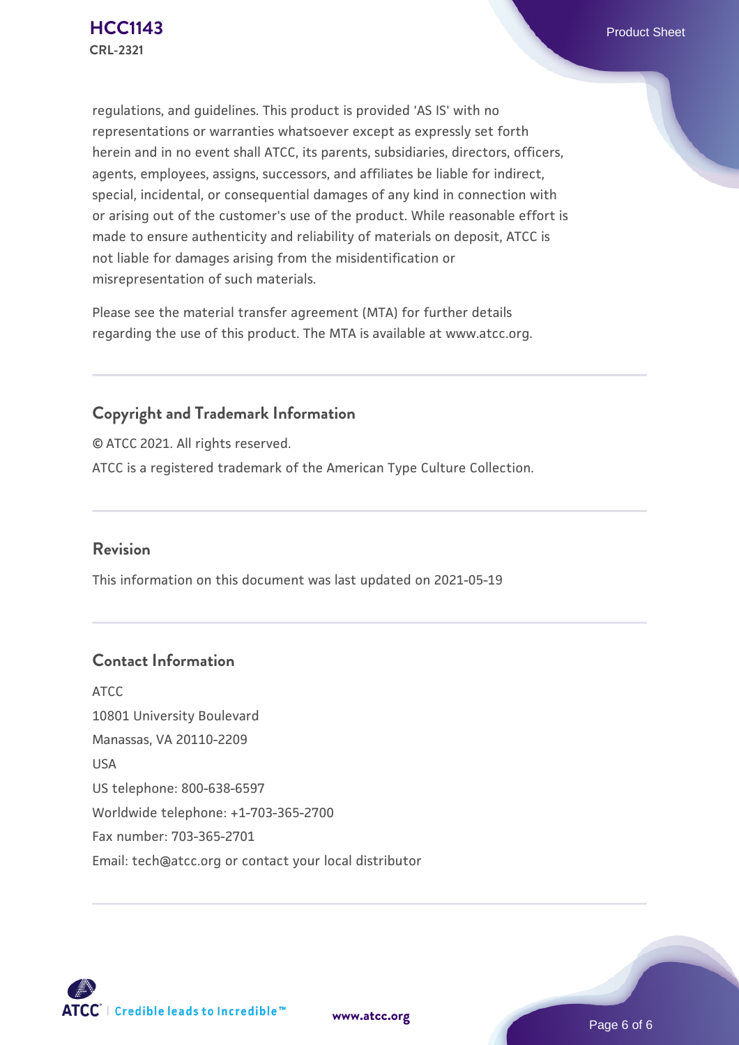regulations, and guidelines. This product is provided 'AS IS' with no representations or warranties whatsoever except as expressly set forth herein and in no event shall ATCC, its parents, subsidiaries, directors, officers, agents, employees, assigns, successors, and affiliates be liable for indirect, special, incidental, or consequential damages of any kind in connection with or arising out of the customer's use of the product. While reasonable effort is made to ensure authenticity and reliability of materials on deposit, ATCC is not liable for damages arising from the misidentification or misrepresentation of such materials.

Please see the material transfer agreement (MTA) for further details regarding the use of this product. The MTA is available at www.atcc.org.

## Copyright and Trademark Information

© ATCC 2021. All rights reserved.

ATCC is a registered trademark of the American Type Culture Collection.

## Revision

This information on this document was last updated on 2021-05-19

## Contact Information

ATCC
10801 University Boulevard
Manassas, VA 20110-2209
USA
US telephone: 800-638-6597
Worldwide telephone: +1-703-365-2700
Fax number: 703-365-2701
Email: tech@atcc.org or contact your local distributor